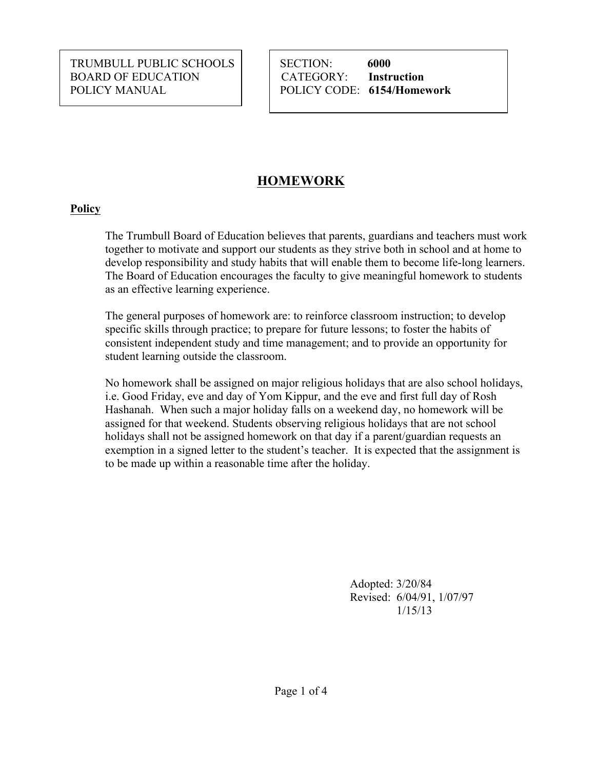TRUMBULL PUBLIC SCHOOLS
BOARD OF EDUCATION
POLICY MANUAL

SECTION: **6000**
CATEGORY: **Instruction**
POLICY CODE: **6154/Homework**

# HOMEWORK

## Policy

The Trumbull Board of Education believes that parents, guardians and teachers must work together to motivate and support our students as they strive both in school and at home to develop responsibility and study habits that will enable them to become life-long learners. The Board of Education encourages the faculty to give meaningful homework to students as an effective learning experience.

The general purposes of homework are: to reinforce classroom instruction; to develop specific skills through practice; to prepare for future lessons; to foster the habits of consistent independent study and time management; and to provide an opportunity for student learning outside the classroom.

No homework shall be assigned on major religious holidays that are also school holidays, i.e. Good Friday, eve and day of Yom Kippur, and the eve and first full day of Rosh Hashanah. When such a major holiday falls on a weekend day, no homework will be assigned for that weekend. Students observing religious holidays that are not school holidays shall not be assigned homework on that day if a parent/guardian requests an exemption in a signed letter to the student's teacher. It is expected that the assignment is to be made up within a reasonable time after the holiday.

Adopted: 3/20/84
Revised: 6/04/91, 1/07/97
1/15/13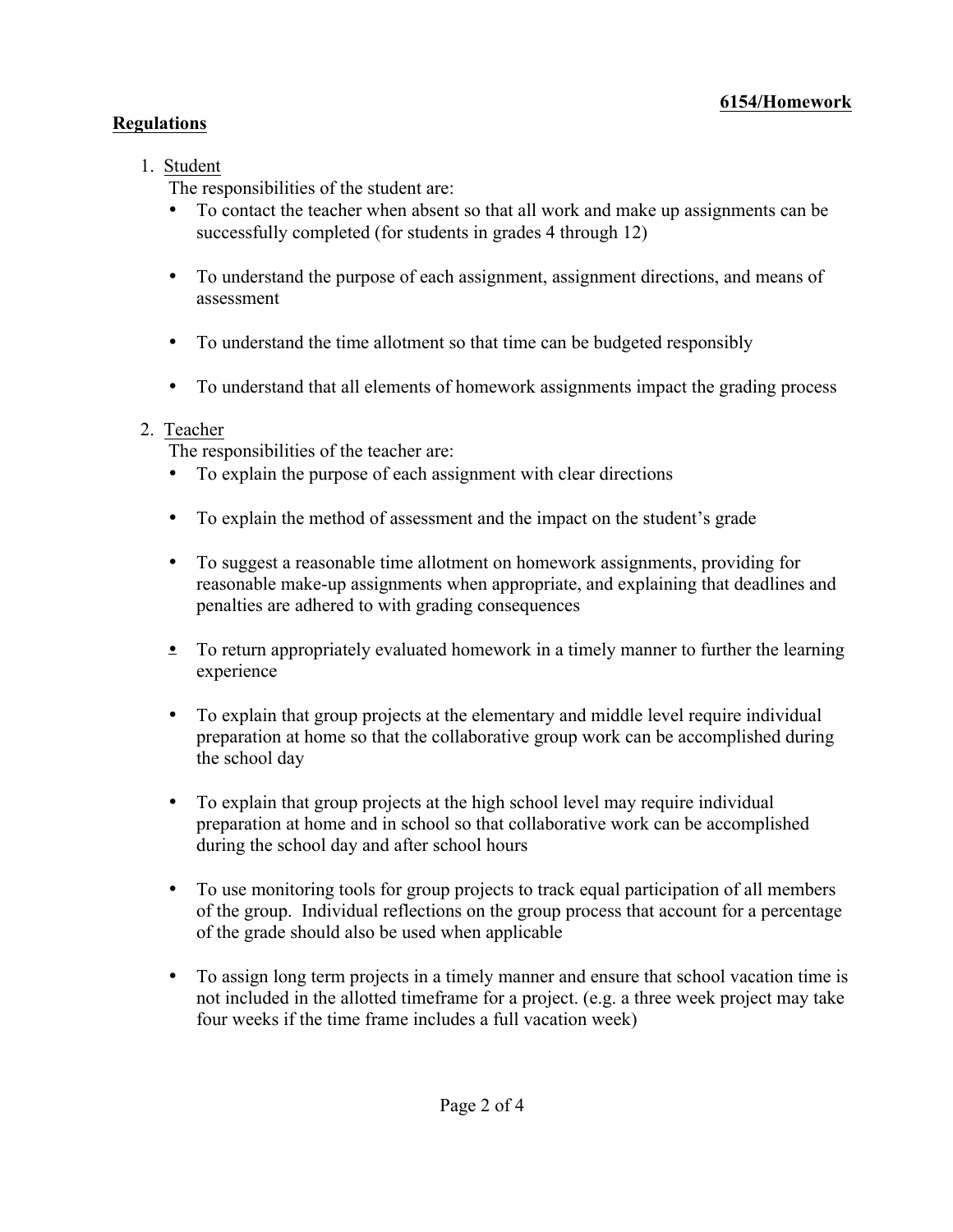**6154/Homework**

**Regulations**

1. Student

   The responsibilities of the student are:

   - To contact the teacher when absent so that all work and make up assignments can be successfully completed (for students in grades 4 through 12)

   - To understand the purpose of each assignment, assignment directions, and means of assessment

   - To understand the time allotment so that time can be budgeted responsibly

   - To understand that all elements of homework assignments impact the grading process

2. Teacher

   The responsibilities of the teacher are:

   - To explain the purpose of each assignment with clear directions

   - To explain the method of assessment and the impact on the student's grade

   - To suggest a reasonable time allotment on homework assignments, providing for reasonable make-up assignments when appropriate, and explaining that deadlines and penalties are adhered to with grading consequences

   - To return appropriately evaluated homework in a timely manner to further the learning experience

   - To explain that group projects at the elementary and middle level require individual preparation at home so that the collaborative group work can be accomplished during the school day

   - To explain that group projects at the high school level may require individual preparation at home and in school so that collaborative work can be accomplished during the school day and after school hours

   - To use monitoring tools for group projects to track equal participation of all members of the group. Individual reflections on the group process that account for a percentage of the grade should also be used when applicable

   - To assign long term projects in a timely manner and ensure that school vacation time is not included in the allotted timeframe for a project. (e.g. a three week project may take four weeks if the time frame includes a full vacation week)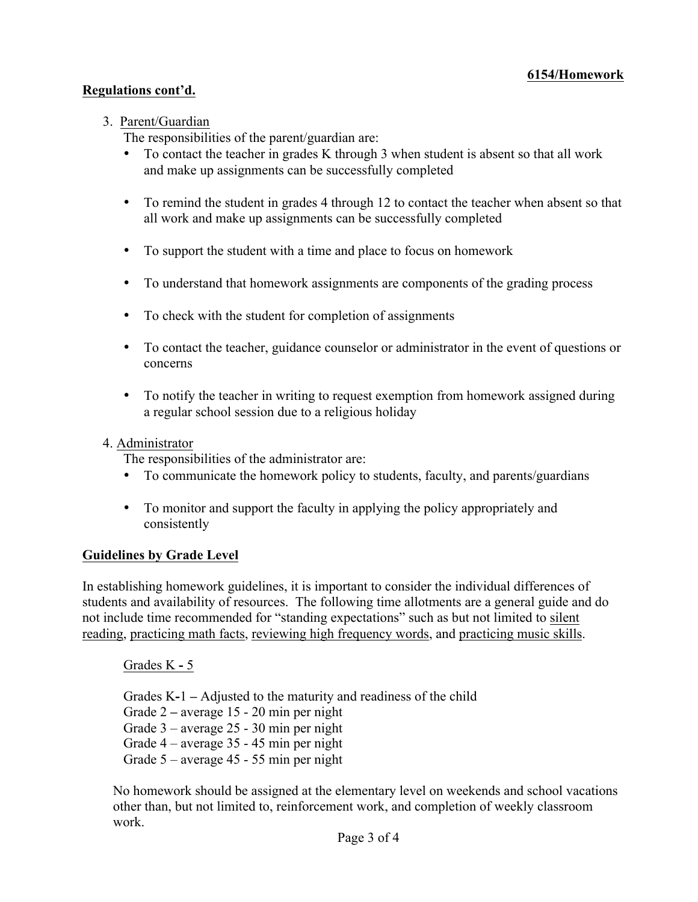**Regulations cont'd.**

3. Parent/Guardian

   The responsibilities of the parent/guardian are:

   - To contact the teacher in grades K through 3 when student is absent so that all work and make up assignments can be successfully completed
   - To remind the student in grades 4 through 12 to contact the teacher when absent so that all work and make up assignments can be successfully completed
   - To support the student with a time and place to focus on homework
   - To understand that homework assignments are components of the grading process
   - To check with the student for completion of assignments
   - To contact the teacher, guidance counselor or administrator in the event of questions or concerns
   - To notify the teacher in writing to request exemption from homework assigned during a regular school session due to a religious holiday

4. Administrator

   The responsibilities of the administrator are:

   - To communicate the homework policy to students, faculty, and parents/guardians
   - To monitor and support the faculty in applying the policy appropriately and consistently

**Guidelines by Grade Level**

In establishing homework guidelines, it is important to consider the individual differences of students and availability of resources. The following time allotments are a general guide and do not include time recommended for "standing expectations" such as but not limited to silent reading, practicing math facts, reviewing high frequency words, and practicing music skills.

Grades K - 5

Grades K-1 – Adjusted to the maturity and readiness of the child
Grade 2 – average 15 - 20 min per night
Grade 3 – average 25 - 30 min per night
Grade 4 – average 35 - 45 min per night
Grade 5 – average 45 - 55 min per night

No homework should be assigned at the elementary level on weekends and school vacations other than, but not limited to, reinforcement work, and completion of weekly classroom work.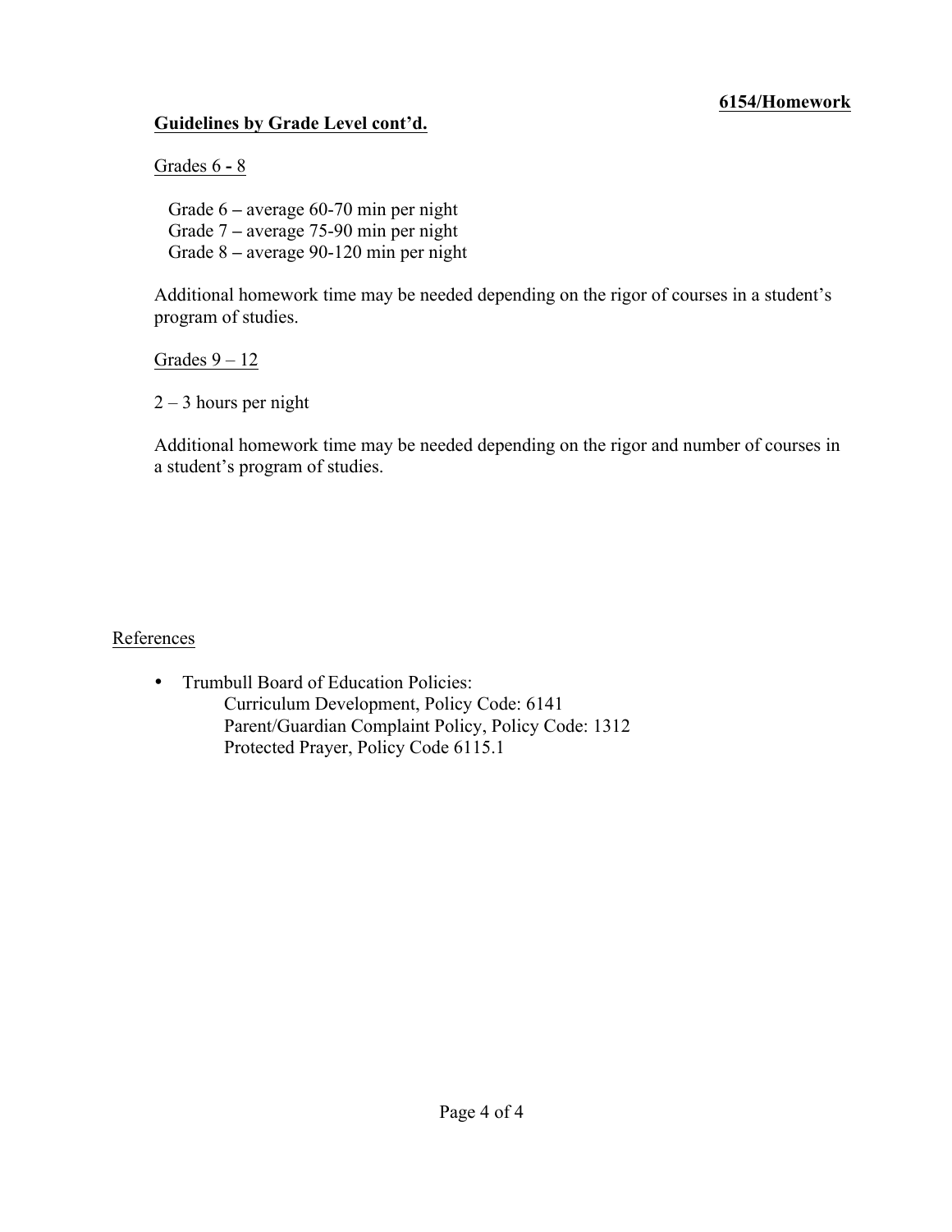**6154/Homework**

**Guidelines by Grade Level cont'd.**

Grades 6 - 8

Grade 6 – average 60-70 min per night
Grade 7 – average 75-90 min per night
Grade 8 – average 90-120 min per night

Additional homework time may be needed depending on the rigor of courses in a student's program of studies.

Grades 9 – 12

2 – 3 hours per night

Additional homework time may be needed depending on the rigor and number of courses in a student's program of studies.

References

- Trumbull Board of Education Policies:
  Curriculum Development, Policy Code: 6141
  Parent/Guardian Complaint Policy, Policy Code: 1312
  Protected Prayer, Policy Code 6115.1